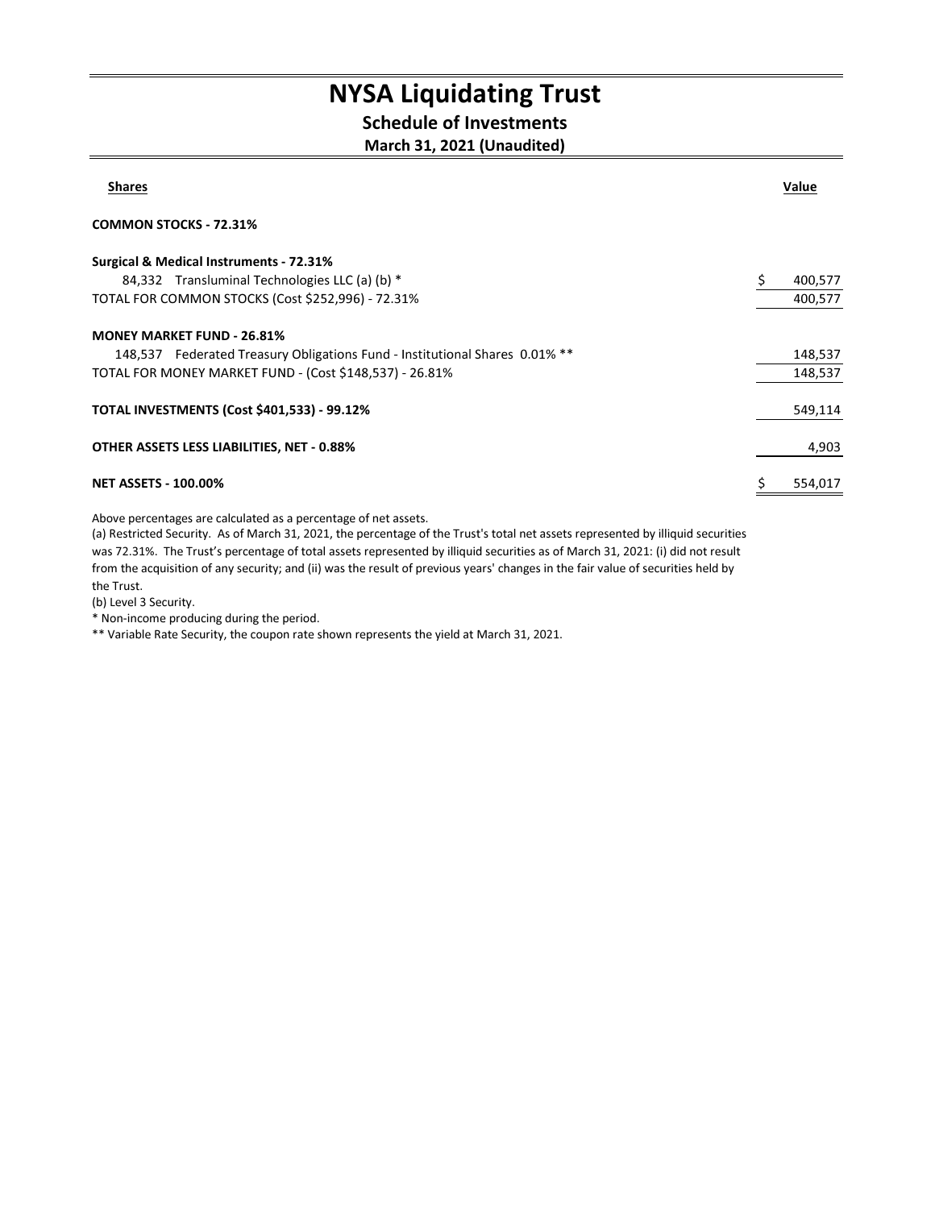# NYSA Liquidating Trust

## Schedule of Investments

### March 31, 2021 (Unaudited)

| Shares | | Value |
|---|---|---|
| **COMMON STOCKS - 72.31%** | | |
| **Surgical & Medical Instruments - 72.31%** | | |
| 84,332 | Transluminal Technologies LLC (a) (b) * | $ 400,577 |
| TOTAL FOR COMMON STOCKS (Cost $252,996) - 72.31% | | 400,577 |
| **MONEY MARKET FUND - 26.81%** | | |
| 148,537 | Federated Treasury Obligations Fund - Institutional Shares 0.01% ** | 148,537 |
| TOTAL FOR MONEY MARKET FUND - (Cost $148,537) - 26.81% | | 148,537 |
| **TOTAL INVESTMENTS (Cost $401,533) - 99.12%** | | 549,114 |
| **OTHER ASSETS LESS LIABILITIES, NET - 0.88%** | | 4,903 |
| **NET ASSETS - 100.00%** | | $ 554,017 |

Above percentages are calculated as a percentage of net assets.

(a) Restricted Security. As of March 31, 2021, the percentage of the Trust's total net assets represented by illiquid securities was 72.31%. The Trust's percentage of total assets represented by illiquid securities as of March 31, 2021: (i) did not result from the acquisition of any security; and (ii) was the result of previous years' changes in the fair value of securities held by the Trust.

(b) Level 3 Security.

* Non-income producing during the period.

** Variable Rate Security, the coupon rate shown represents the yield at March 31, 2021.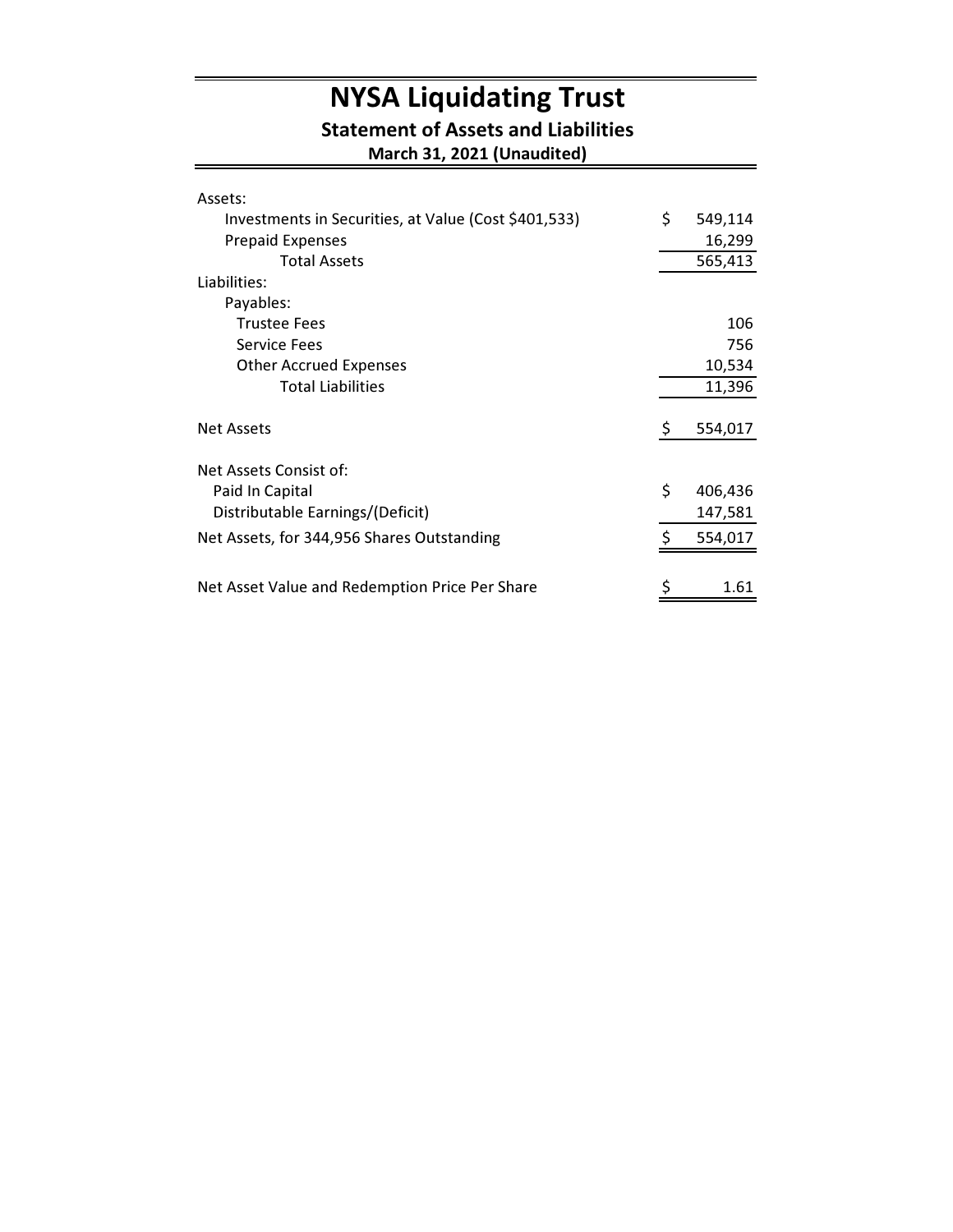# NYSA Liquidating Trust

## Statement of Assets and Liabilities

**March 31, 2021 (Unaudited)**

| | | |
|---|---|---|
| Assets: | | |
| Investments in Securities, at Value (Cost $401,533) | $ | 549,114 |
| Prepaid Expenses | | 16,299 |
| Total Assets | | 565,413 |
| Liabilities: | | |
| Payables: | | |
| Trustee Fees | | 106 |
| Service Fees | | 756 |
| Other Accrued Expenses | | 10,534 |
| Total Liabilities | | 11,396 |
| | | |
| Net Assets | $ | 554,017 |
| | | |
| Net Assets Consist of: | | |
| Paid In Capital | $ | 406,436 |
| Distributable Earnings/(Deficit) | | 147,581 |
| Net Assets, for 344,956 Shares Outstanding | $ | 554,017 |
| | | |
| Net Asset Value and Redemption Price Per Share | $ | 1.61 |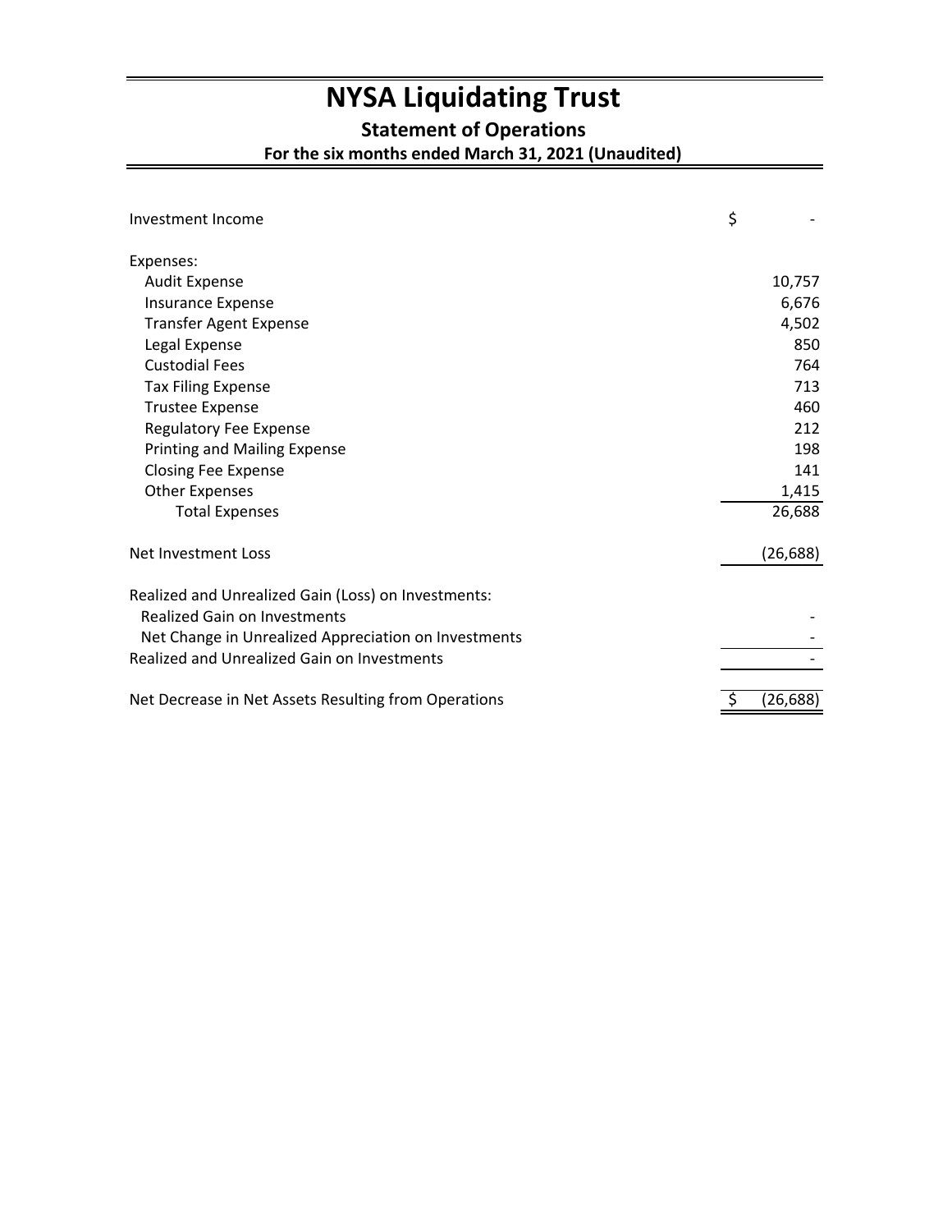# NYSA Liquidating Trust

## Statement of Operations

### For the six months ended March 31, 2021 (Unaudited)

| | |
|---|---|
| Investment Income | $ - |
| Expenses: | |
| Audit Expense | 10,757 |
| Insurance Expense | 6,676 |
| Transfer Agent Expense | 4,502 |
| Legal Expense | 850 |
| Custodial Fees | 764 |
| Tax Filing Expense | 713 |
| Trustee Expense | 460 |
| Regulatory Fee Expense | 212 |
| Printing and Mailing Expense | 198 |
| Closing Fee Expense | 141 |
| Other Expenses | 1,415 |
| Total Expenses | 26,688 |
| Net Investment Loss | (26,688) |
| Realized and Unrealized Gain (Loss) on Investments: | |
| Realized Gain on Investments | - |
| Net Change in Unrealized Appreciation on Investments | - |
| Realized and Unrealized Gain on Investments | - |
| Net Decrease in Net Assets Resulting from Operations | $ (26,688) |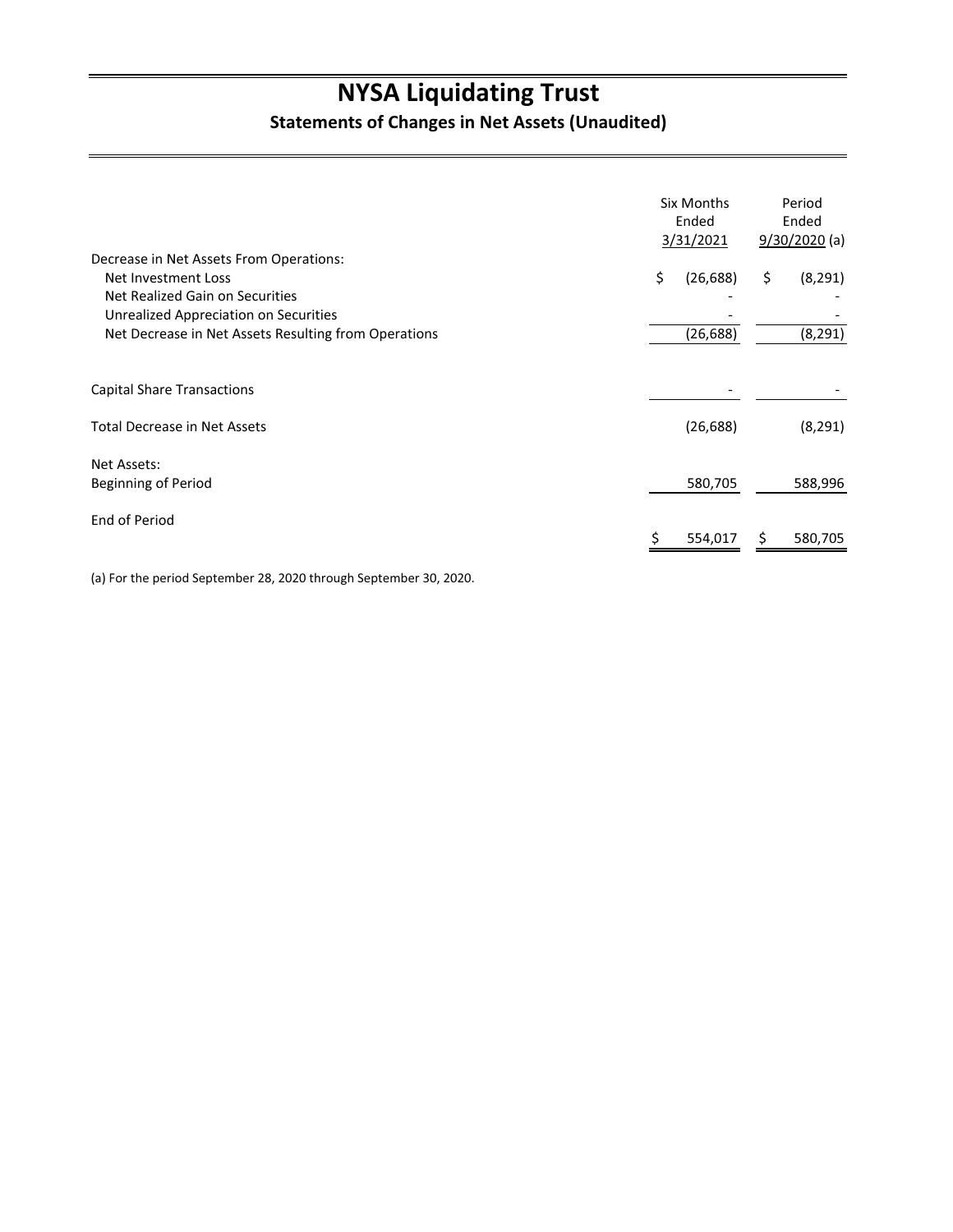# NYSA Liquidating Trust

## Statements of Changes in Net Assets (Unaudited)

| | Six Months Ended 3/31/2021 | Period Ended 9/30/2020 (a) |
|---|---|---|
| Decrease in Net Assets From Operations: | | |
| Net Investment Loss | $ (26,688) | $ (8,291) |
| Net Realized Gain on Securities | - | - |
| Unrealized Appreciation on Securities | - | - |
| Net Decrease in Net Assets Resulting from Operations | (26,688) | (8,291) |
| Capital Share Transactions | - | - |
| Total Decrease in Net Assets | (26,688) | (8,291) |
| Net Assets: | | |
| Beginning of Period | 580,705 | 588,996 |
| End of Period | $ 554,017 | $ 580,705 |

(a) For the period September 28, 2020 through September 30, 2020.